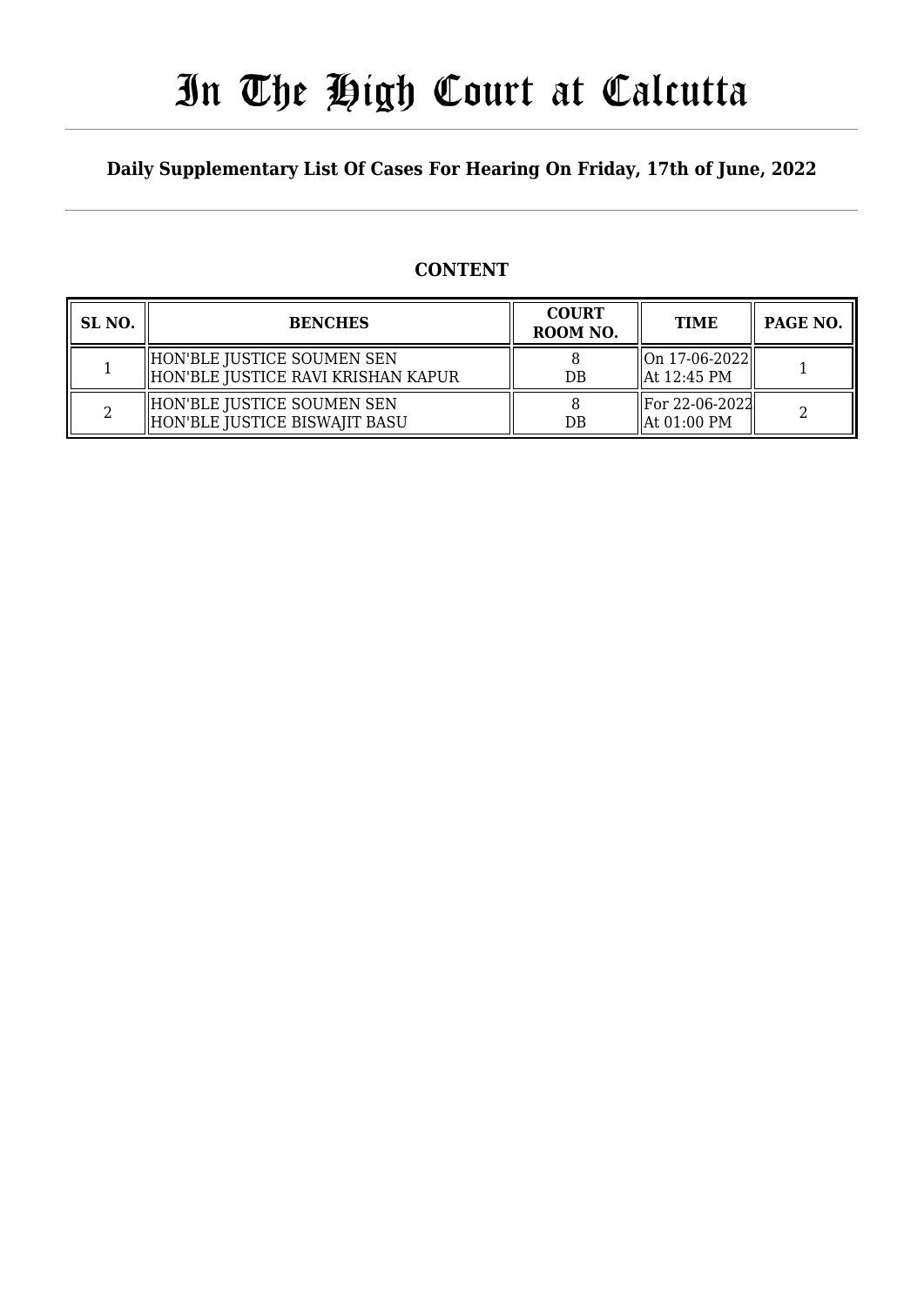# In The High Court at Calcutta

**Daily Supplementary List Of Cases For Hearing On Friday, 17th of June, 2022**

## CONTENT

| SL NO. | BENCHES | COURT ROOM NO. | TIME | PAGE NO. |
|---|---|---|---|---|
| 1 | HON'BLE JUSTICE SOUMEN SEN<br>HON'BLE JUSTICE RAVI KRISHAN KAPUR | 8<br>DB | On 17-06-2022<br>At 12:45 PM | 1 |
| 2 | HON'BLE JUSTICE SOUMEN SEN<br>HON'BLE JUSTICE BISWAJIT BASU | 8<br>DB | For 22-06-2022<br>At 01:00 PM | 2 |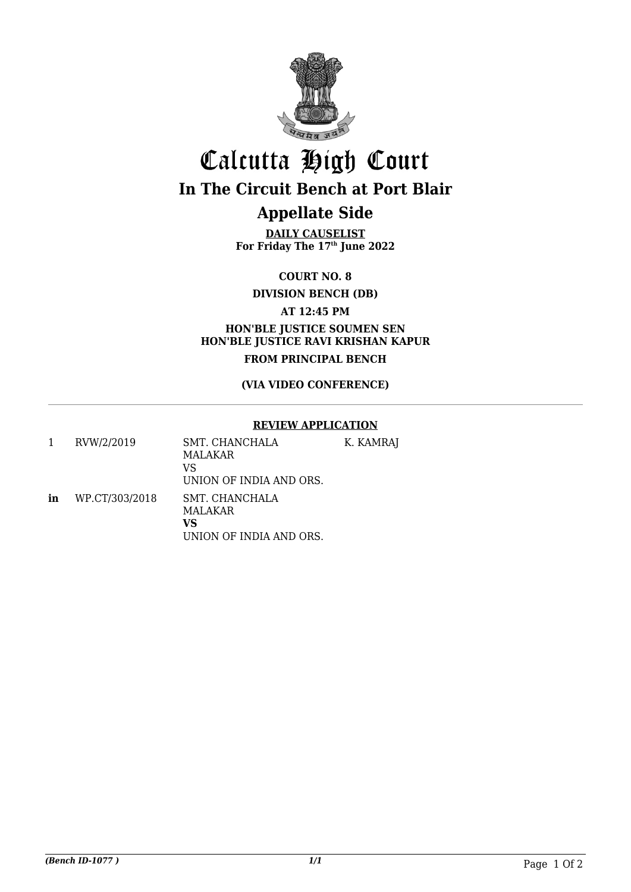# Calcutta High Court

## In The Circuit Bench at Port Blair

## Appellate Side

**DAILY CAUSELIST**
**For Friday The 17th June 2022**

**COURT NO. 8**

**DIVISION BENCH (DB)**

**AT 12:45 PM**

**HON'BLE JUSTICE SOUMEN SEN**
**HON'BLE JUSTICE RAVI KRISHAN KAPUR**

**FROM PRINCIPAL BENCH**

**(VIA VIDEO CONFERENCE)**

---

**REVIEW APPLICATION**

| | | | |
|---|---|---|---|
| 1 | RVW/2/2019 | SMT. CHANCHALA MALAKAR VS UNION OF INDIA AND ORS. | K. KAMRAJ |
| **in** | WP.CT/303/2018 | SMT. CHANCHALA MALAKAR **VS** UNION OF INDIA AND ORS. | |

*(Bench ID-1077 )* *1/1*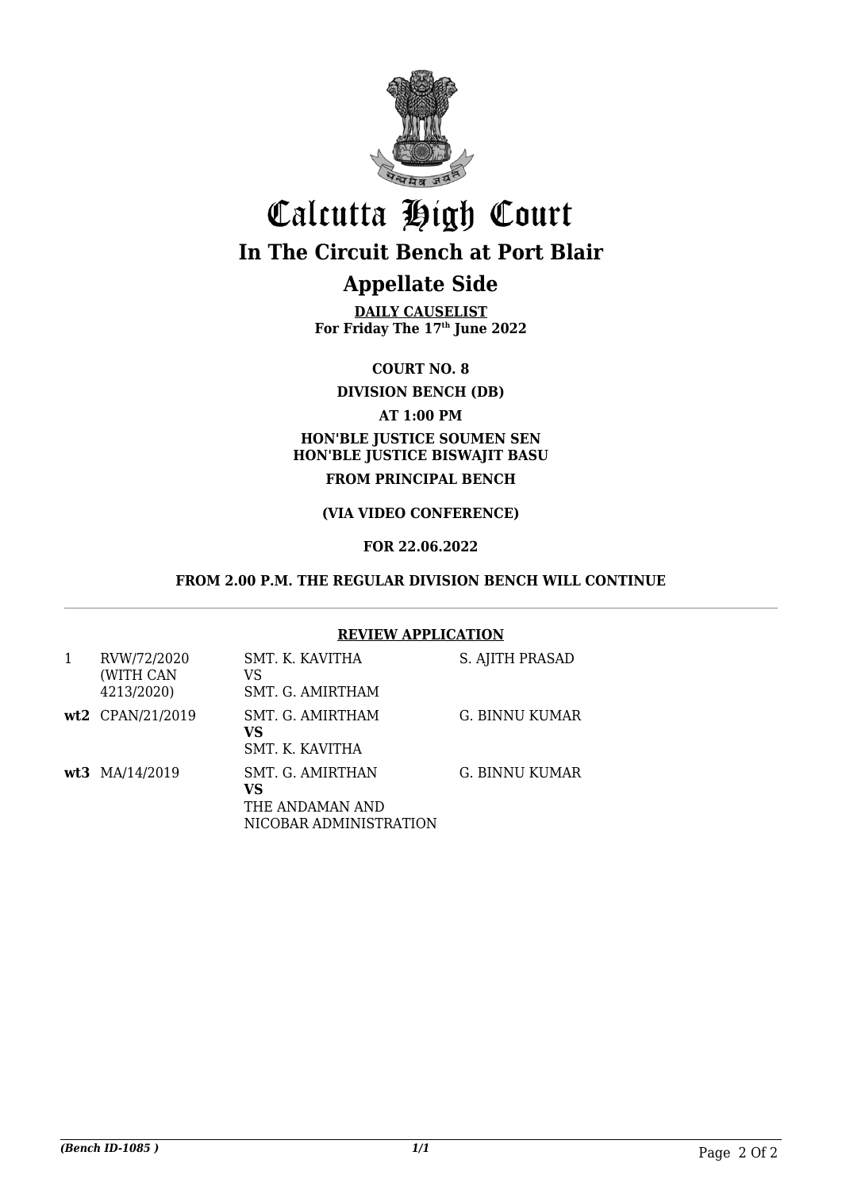# Calcutta High Court

## In The Circuit Bench at Port Blair

## Appellate Side

**DAILY CAUSELIST**
**For Friday The 17th June 2022**

**COURT NO. 8**

**DIVISION BENCH (DB)**

**AT 1:00 PM**

**HON'BLE JUSTICE SOUMEN SEN**
**HON'BLE JUSTICE BISWAJIT BASU**

**FROM PRINCIPAL BENCH**

**(VIA VIDEO CONFERENCE)**

**FOR 22.06.2022**

**FROM 2.00 P.M. THE REGULAR DIVISION BENCH WILL CONTINUE**

---

**REVIEW APPLICATION**

| | | | |
|---|---|---|---|
| 1 | RVW/72/2020 (WITH CAN 4213/2020) | SMT. K. KAVITHA<br>VS<br>SMT. G. AMIRTHAM | S. AJITH PRASAD |
| **wt2** | CPAN/21/2019 | SMT. G. AMIRTHAM<br>**VS**<br>SMT. K. KAVITHA | G. BINNU KUMAR |
| **wt3** | MA/14/2019 | SMT. G. AMIRTHAN<br>**VS**<br>THE ANDAMAN AND NICOBAR ADMINISTRATION | G. BINNU KUMAR |

*(Bench ID-1085 )* *1/1*